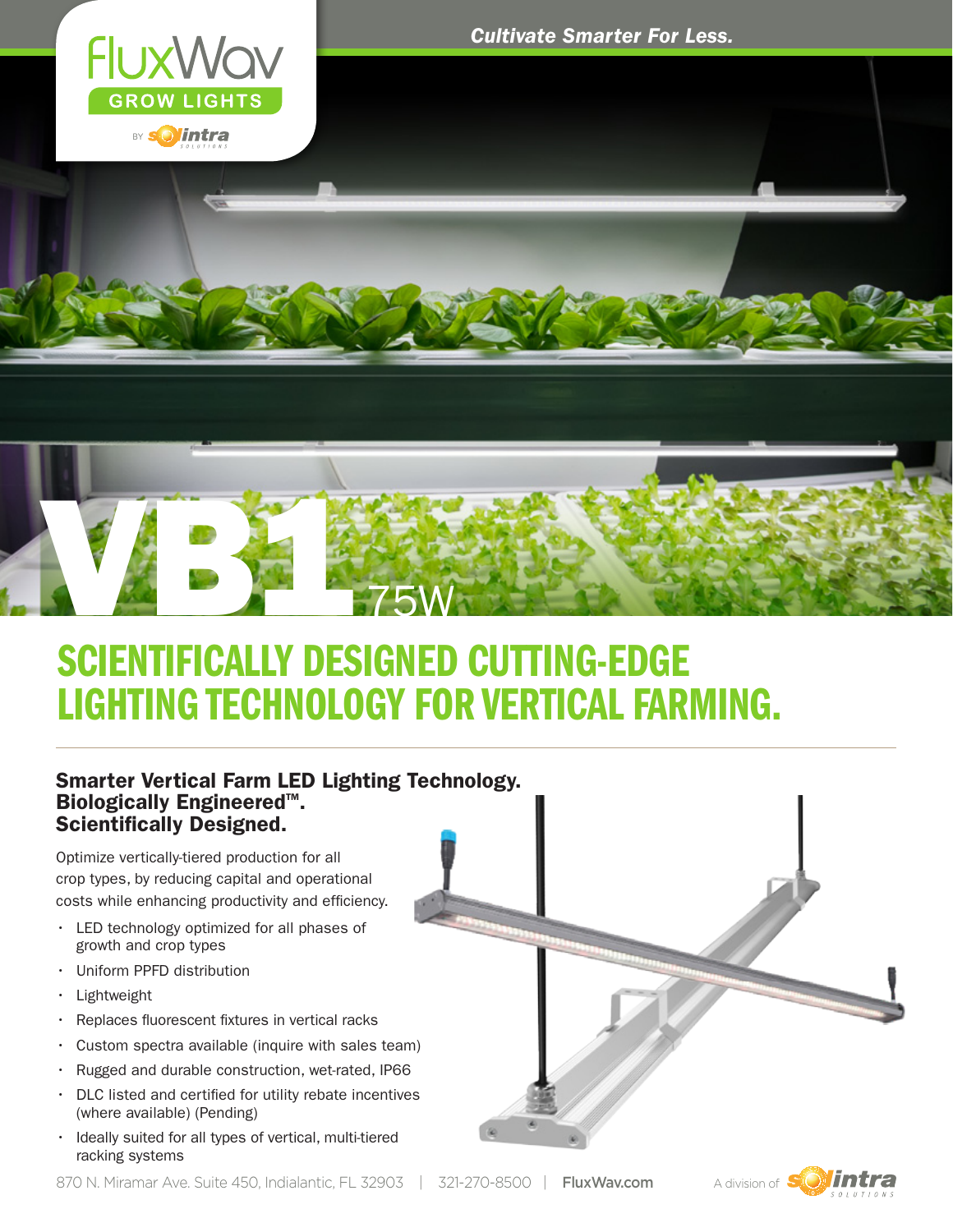FluxWav GROW LIGHTS

BY Solintra SOLUTIONS

*Cultivate Smarter For Less.*

# VB1 75W

# SCIENTIFICALLY DESIGNED CUTTING-EDGE LIGHTING TECHNOLOGY FOR VERTICAL FARMING.

### Smarter Vertical Farm LED Lighting Technology. Biologically Engineered™. Scientifically Designed.

Optimize vertically-tiered production for all crop types, by reducing capital and operational costs while enhancing productivity and efficiency.

- LED technology optimized for all phases of growth and crop types
- Uniform PPFD distribution
- Lightweight
- Replaces fluorescent fixtures in vertical racks
- Custom spectra available (inquire with sales team)
- Rugged and durable construction, wet-rated, IP66
- DLC listed and certified for utility rebate incentives (where available) (Pending)
- Ideally suited for all types of vertical, multi-tiered racking systems

870 N. Miramar Ave. Suite 450, Indialantic, FL 32903 | 321-270-8500 | FluxWav.com

A division of Solintra SOLUTIONS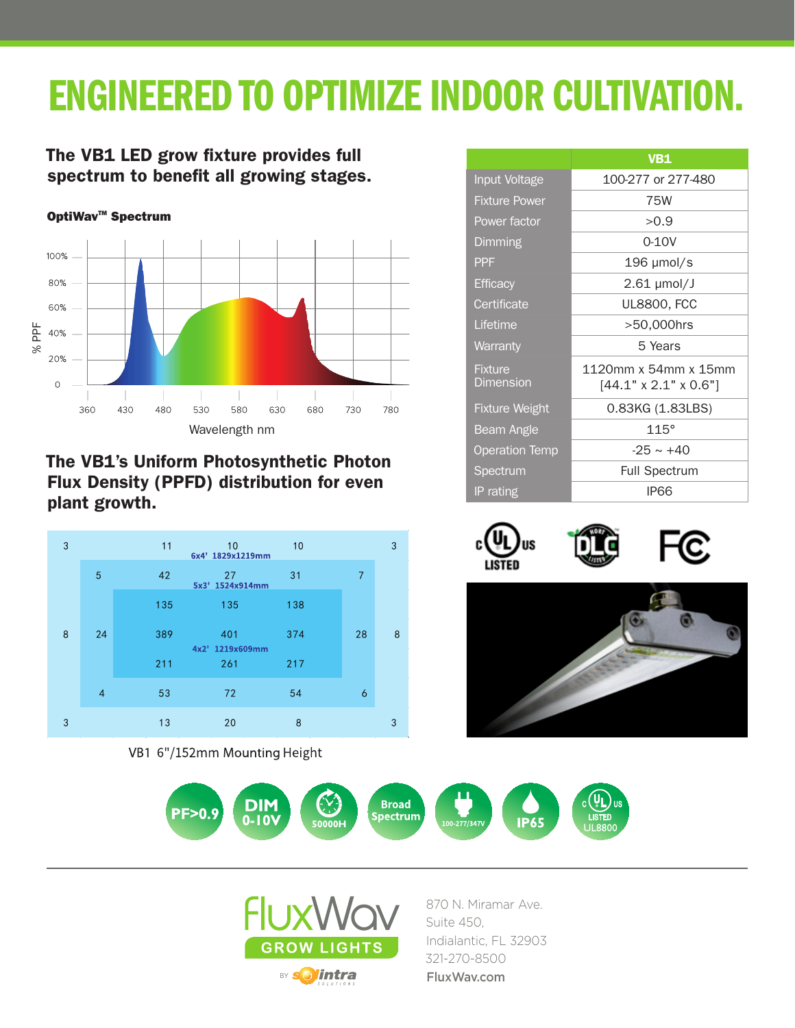# ENGINEERED TO OPTIMIZE INDOOR CULTIVATION.

## The VB1 LED grow fixture provides full spectrum to benefit all growing stages.

**OptiWav™ Spectrum**

% PPF

100%
80%
60%
40%
20%
0

360 430 480 530 580 630 680 730 780

Wavelength nm

## The VB1's Uniform Photosynthetic Photon Flux Density (PPFD) distribution for even plant growth.

6x4' 1829x1219mm

5x3' 1524x914mm

4x2' 1219x609mm

| | | | | | | |
|---|---|---|---|---|---|---|
| 3 | | 11 | 10 | 10 | | 3 |
| | 5 | 42 | 27 | 31 | 7 | |
| | | 135 | 135 | 138 | | |
| 8 | 24 | 389 | 401 | 374 | 28 | 8 |
| | | 211 | 261 | 217 | | |
| | 4 | 53 | 72 | 54 | 6 | |
| 3 | | 13 | 20 | 8 | | 3 |

VB1 6"/152mm Mounting Height

| | VB1 |
|---|---|
| Input Voltage | 100-277 or 277-480 |
| Fixture Power | 75W |
| Power factor | >0.9 |
| Dimming | 0-10V |
| PPF | 196 μmol/s |
| Efficacy | 2.61 μmol/J |
| Certificate | UL8800, FCC |
| Lifetime | >50,000hrs |
| Warranty | 5 Years |
| Fixture Dimension | 1120mm x 54mm x 15mm [44.1" x 2.1" x 0.6"] |
| Fixture Weight | 0.83KG (1.83LBS) |
| Beam Angle | 115° |
| Operation Temp | -25 ~ +40 |
| Spectrum | Full Spectrum |
| IP rating | IP66 |

c UL us LISTED · DLC · FC

PF>0.9 · DIM 0-10V · 50000H · Broad Spectrum · 100-277/347V · IP65 · c UL us LISTED UL8800

FluxWav GROW LIGHTS BY Solintra SOLUTIONS

870 N. Miramar Ave.
Suite 450,
Indialantic, FL 32903
321-270-8500
FluxWav.com